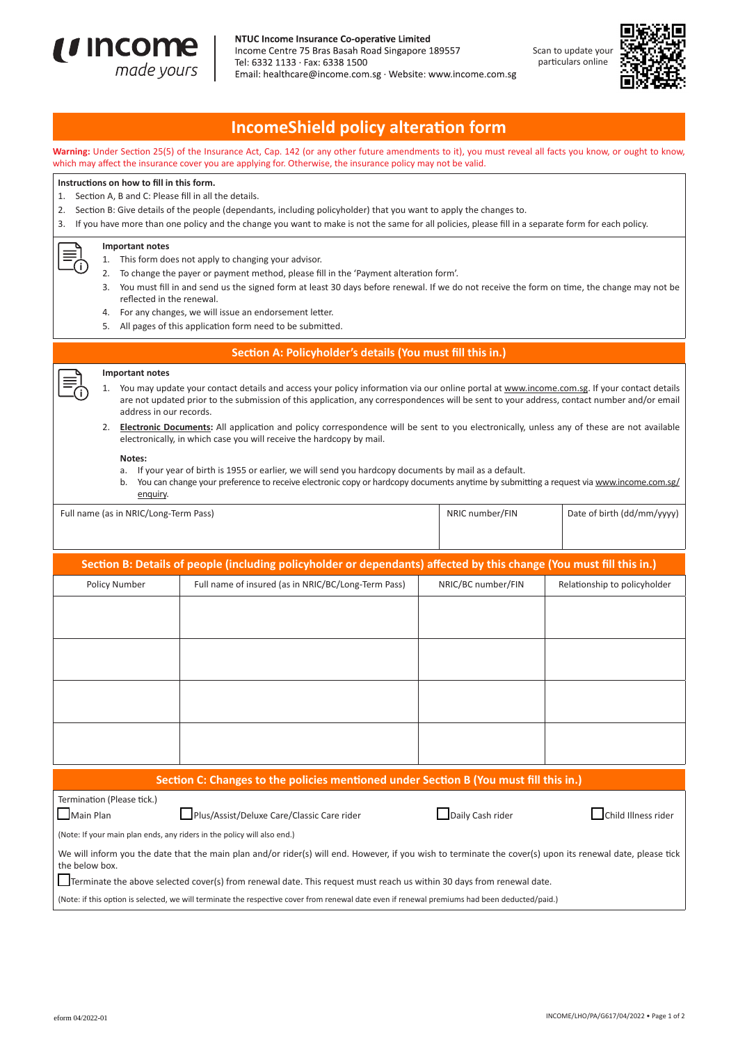**NTUC Income Insurance Co-operative Limited**
Income Centre 75 Bras Basah Road Singapore 189557
Tel: 6332 1133 · Fax: 6338 1500
Email: healthcare@income.com.sg · Website: www.income.com.sg

Scan to update your particulars online

# IncomeShield policy alteration form

**Warning:** Under Section 25(5) of the Insurance Act, Cap. 142 (or any other future amendments to it), you must reveal all facts you know, or ought to know, which may affect the insurance cover you are applying for. Otherwise, the insurance policy may not be valid.

**Instructions on how to fill in this form.**

1. Section A, B and C: Please fill in all the details.
2. Section B: Give details of the people (dependants, including policyholder) that you want to apply the changes to.
3. If you have more than one policy and the change you want to make is not the same for all policies, please fill in a separate form for each policy.

**Important notes**

1. This form does not apply to changing your advisor.
2. To change the payer or payment method, please fill in the 'Payment alteration form'.
3. You must fill in and send us the signed form at least 30 days before renewal. If we do not receive the form on time, the change may not be reflected in the renewal.
4. For any changes, we will issue an endorsement letter.
5. All pages of this application form need to be submitted.

## Section A: Policyholder's details (You must fill this in.)

**Important notes**

1. You may update your contact details and access your policy information via our online portal at www.income.com.sg. If your contact details are not updated prior to the submission of this application, any correspondences will be sent to your address, contact number and/or email address in our records.
2. **Electronic Documents:** All application and policy correspondence will be sent to you electronically, unless any of these are not available electronically, in which case you will receive the hardcopy by mail.

**Notes:**

a. If your year of birth is 1955 or earlier, we will send you hardcopy documents by mail as a default.
b. You can change your preference to receive electronic copy or hardcopy documents anytime by submitting a request via www.income.com.sg/enquiry.

| Full name (as in NRIC/Long-Term Pass) | NRIC number/FIN | Date of birth (dd/mm/yyyy) |
|---|---|---|
| | | |

## Section B: Details of people (including policyholder or dependants) affected by this change (You must fill this in.)

| Policy Number | Full name of insured (as in NRIC/BC/Long-Term Pass) | NRIC/BC number/FIN | Relationship to policyholder |
|---|---|---|---|
| | | | |
| | | | |
| | | | |
| | | | |

## Section C: Changes to the policies mentioned under Section B (You must fill this in.)

Termination (Please tick.)

☐ Main Plan ☐ Plus/Assist/Deluxe Care/Classic Care rider ☐ Daily Cash rider ☐ Child Illness rider

(Note: If your main plan ends, any riders in the policy will also end.)

We will inform you the date that the main plan and/or rider(s) will end. However, if you wish to terminate the cover(s) upon its renewal date, please tick the below box.

☐ Terminate the above selected cover(s) from renewal date. This request must reach us within 30 days from renewal date.

(Note: if this option is selected, we will terminate the respective cover from renewal date even if renewal premiums had been deducted/paid.)

eform 04/2022-01

INCOME/LHO/PA/G617/04/2022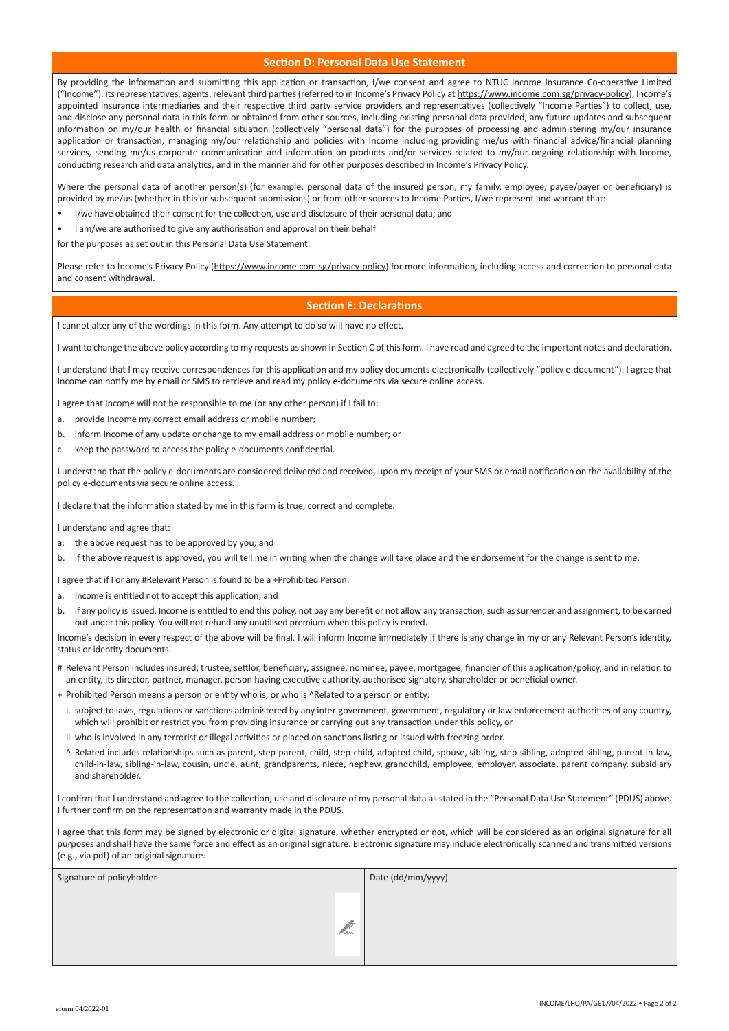## Section D: Personal Data Use Statement

By providing the information and submitting this application or transaction, I/we consent and agree to NTUC Income Insurance Co-operative Limited ("Income"), its representatives, agents, relevant third parties (referred to in Income's Privacy Policy at https://www.income.com.sg/privacy-policy), Income's appointed insurance intermediaries and their respective third party service providers and representatives (collectively "Income Parties") to collect, use, and disclose any personal data in this form or obtained from other sources, including existing personal data provided, any future updates and subsequent information on my/our health or financial situation (collectively "personal data") for the purposes of processing and administering my/our insurance application or transaction, managing my/our relationship and policies with Income including providing me/us with financial advice/financial planning services, sending me/us corporate communication and information on products and/or services related to my/our ongoing relationship with Income, conducting research and data analytics, and in the manner and for other purposes described in Income's Privacy Policy.

Where the personal data of another person(s) (for example, personal data of the insured person, my family, employee, payee/payer or beneficiary) is provided by me/us (whether in this or subsequent submissions) or from other sources to Income Parties, I/we represent and warrant that:

- I/we have obtained their consent for the collection, use and disclosure of their personal data; and
- I am/we are authorised to give any authorisation and approval on their behalf

for the purposes as set out in this Personal Data Use Statement.

Please refer to Income's Privacy Policy (https://www.income.com.sg/privacy-policy) for more information, including access and correction to personal data and consent withdrawal.

## Section E: Declarations

I cannot alter any of the wordings in this form. Any attempt to do so will have no effect.

I want to change the above policy according to my requests as shown in Section C of this form. I have read and agreed to the important notes and declaration.

I understand that I may receive correspondences for this application and my policy documents electronically (collectively "policy e-document"). I agree that Income can notify me by email or SMS to retrieve and read my policy e-documents via secure online access.

I agree that Income will not be responsible to me (or any other person) if I fail to:

a. provide Income my correct email address or mobile number;
b. inform Income of any update or change to my email address or mobile number; or
c. keep the password to access the policy e-documents confidential.

I understand that the policy e-documents are considered delivered and received, upon my receipt of your SMS or email notification on the availability of the policy e-documents via secure online access.

I declare that the information stated by me in this form is true, correct and complete.

I understand and agree that:

a. the above request has to be approved by you; and
b. if the above request is approved, you will tell me in writing when the change will take place and the endorsement for the change is sent to me.

I agree that if I or any #Relevant Person is found to be a +Prohibited Person:

a. Income is entitled not to accept this application; and
b. if any policy is issued, Income is entitled to end this policy, not pay any benefit or not allow any transaction, such as surrender and assignment, to be carried out under this policy. You will not refund any unutilised premium when this policy is ended.

Income's decision in every respect of the above will be final. I will inform Income immediately if there is any change in my or any Relevant Person's identity, status or identity documents.

# Relevant Person includes insured, trustee, settlor, beneficiary, assignee, nominee, payee, mortgagee, financier of this application/policy, and in relation to an entity, its director, partner, manager, person having executive authority, authorised signatory, shareholder or beneficial owner.

+ Prohibited Person means a person or entity who is, or who is ^Related to a person or entity:

i. subject to laws, regulations or sanctions administered by any inter-government, government, regulatory or law enforcement authorities of any country, which will prohibit or restrict you from providing insurance or carrying out any transaction under this policy, or

ii. who is involved in any terrorist or illegal activities or placed on sanctions listing or issued with freezing order.

^ Related includes relationships such as parent, step-parent, child, step-child, adopted child, spouse, sibling, step-sibling, adopted sibling, parent-in-law, child-in-law, sibling-in-law, cousin, uncle, aunt, grandparents, niece, nephew, grandchild, employee, employer, associate, parent company, subsidiary and shareholder.

I confirm that I understand and agree to the collection, use and disclosure of my personal data as stated in the "Personal Data Use Statement" (PDUS) above. I further confirm on the representation and warranty made in the PDUS.

I agree that this form may be signed by electronic or digital signature, whether encrypted or not, which will be considered as an original signature for all purposes and shall have the same force and effect as an original signature. Electronic signature may include electronically scanned and transmitted versions (e.g., via pdf) of an original signature.

| Signature of policyholder | Date (dd/mm/yyyy) |
| --- | --- |
| | |

eform 04/2022-01

INCOME/LHO/PA/G617/04/2022